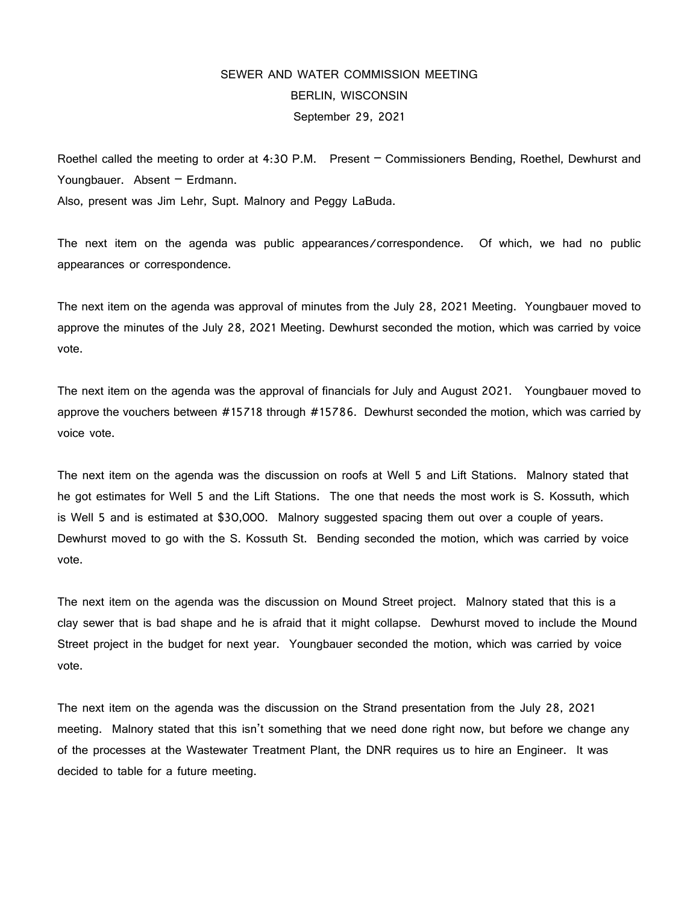# SEWER AND WATER COMMISSION MEETING
## BERLIN, WISCONSIN
### September 29, 2021

Roethel called the meeting to order at 4:30 P.M. Present – Commissioners Bending, Roethel, Dewhurst and Youngbauer. Absent – Erdmann.
Also, present was Jim Lehr, Supt. Malnory and Peggy LaBuda.

The next item on the agenda was public appearances/correspondence. Of which, we had no public appearances or correspondence.

The next item on the agenda was approval of minutes from the July 28, 2021 Meeting. Youngbauer moved to approve the minutes of the July 28, 2021 Meeting. Dewhurst seconded the motion, which was carried by voice vote.

The next item on the agenda was the approval of financials for July and August 2021. Youngbauer moved to approve the vouchers between #15718 through #15786. Dewhurst seconded the motion, which was carried by voice vote.

The next item on the agenda was the discussion on roofs at Well 5 and Lift Stations. Malnory stated that he got estimates for Well 5 and the Lift Stations. The one that needs the most work is S. Kossuth, which is Well 5 and is estimated at $30,000. Malnory suggested spacing them out over a couple of years. Dewhurst moved to go with the S. Kossuth St. Bending seconded the motion, which was carried by voice vote.

The next item on the agenda was the discussion on Mound Street project. Malnory stated that this is a clay sewer that is bad shape and he is afraid that it might collapse. Dewhurst moved to include the Mound Street project in the budget for next year. Youngbauer seconded the motion, which was carried by voice vote.

The next item on the agenda was the discussion on the Strand presentation from the July 28, 2021 meeting. Malnory stated that this isn't something that we need done right now, but before we change any of the processes at the Wastewater Treatment Plant, the DNR requires us to hire an Engineer. It was decided to table for a future meeting.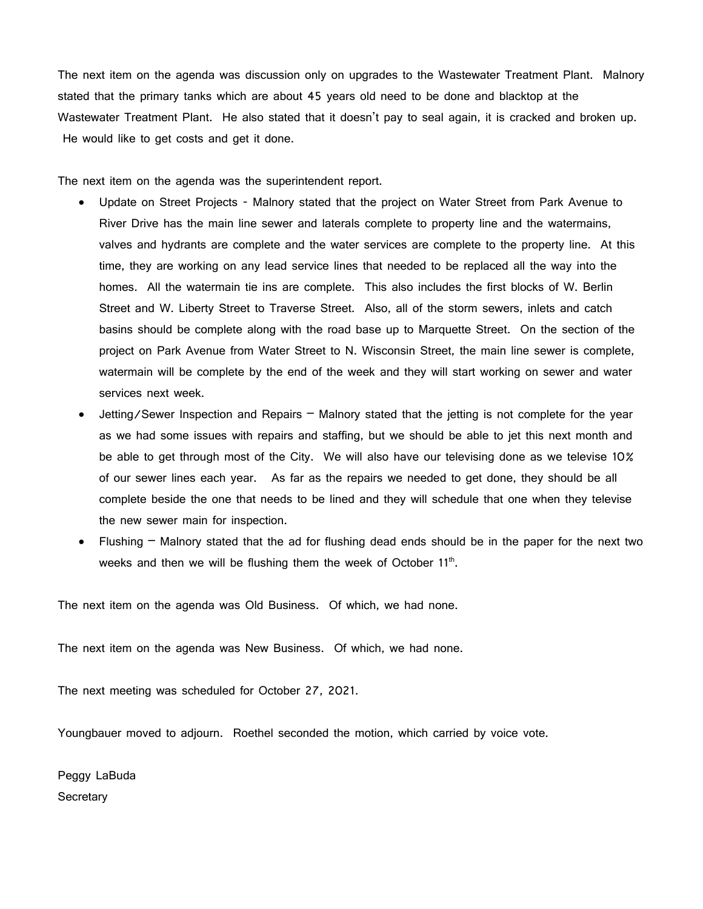The next item on the agenda was discussion only on upgrades to the Wastewater Treatment Plant. Malnory stated that the primary tanks which are about 45 years old need to be done and blacktop at the Wastewater Treatment Plant. He also stated that it doesn't pay to seal again, it is cracked and broken up. He would like to get costs and get it done.

The next item on the agenda was the superintendent report.

- Update on Street Projects - Malnory stated that the project on Water Street from Park Avenue to River Drive has the main line sewer and laterals complete to property line and the watermains, valves and hydrants are complete and the water services are complete to the property line. At this time, they are working on any lead service lines that needed to be replaced all the way into the homes. All the watermain tie ins are complete. This also includes the first blocks of W. Berlin Street and W. Liberty Street to Traverse Street. Also, all of the storm sewers, inlets and catch basins should be complete along with the road base up to Marquette Street. On the section of the project on Park Avenue from Water Street to N. Wisconsin Street, the main line sewer is complete, watermain will be complete by the end of the week and they will start working on sewer and water services next week.
- Jetting/Sewer Inspection and Repairs – Malnory stated that the jetting is not complete for the year as we had some issues with repairs and staffing, but we should be able to jet this next month and be able to get through most of the City. We will also have our televising done as we televise 10% of our sewer lines each year. As far as the repairs we needed to get done, they should be all complete beside the one that needs to be lined and they will schedule that one when they televise the new sewer main for inspection.
- Flushing – Malnory stated that the ad for flushing dead ends should be in the paper for the next two weeks and then we will be flushing them the week of October 11th.

The next item on the agenda was Old Business. Of which, we had none.

The next item on the agenda was New Business. Of which, we had none.

The next meeting was scheduled for October 27, 2021.

Youngbauer moved to adjourn. Roethel seconded the motion, which carried by voice vote.

Peggy LaBuda
Secretary